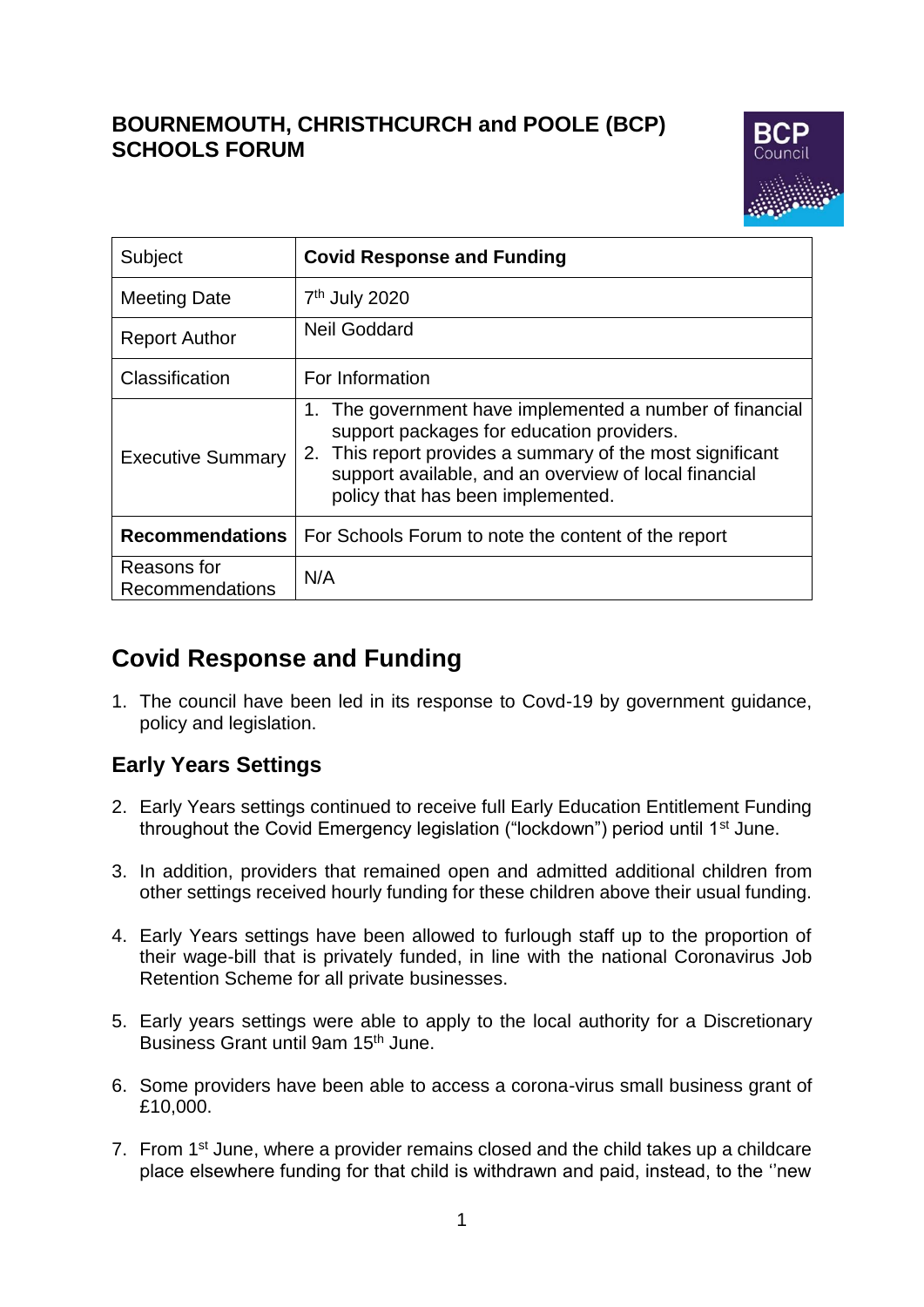# BOURNEMOUTH, CHRISTHCURCH and POOLE (BCP) SCHOOLS FORUM

| Subject | **Covid Response and Funding** |
|---|---|
| Meeting Date | 7th July 2020 |
| Report Author | Neil Goddard |
| Classification | For Information |
| Executive Summary | 1. The government have implemented a number of financial support packages for education providers.<br>2. This report provides a summary of the most significant support available, and an overview of local financial policy that has been implemented. |
| **Recommendations** | For Schools Forum to note the content of the report |
| Reasons for Recommendations | N/A |

# Covid Response and Funding

1. The council have been led in its response to Covd-19 by government guidance, policy and legislation.

## Early Years Settings

2. Early Years settings continued to receive full Early Education Entitlement Funding throughout the Covid Emergency legislation ("lockdown") period until 1st June.

3. In addition, providers that remained open and admitted additional children from other settings received hourly funding for these children above their usual funding.

4. Early Years settings have been allowed to furlough staff up to the proportion of their wage-bill that is privately funded, in line with the national Coronavirus Job Retention Scheme for all private businesses.

5. Early years settings were able to apply to the local authority for a Discretionary Business Grant until 9am 15th June.

6. Some providers have been able to access a corona-virus small business grant of £10,000.

7. From 1st June, where a provider remains closed and the child takes up a childcare place elsewhere funding for that child is withdrawn and paid, instead, to the ''new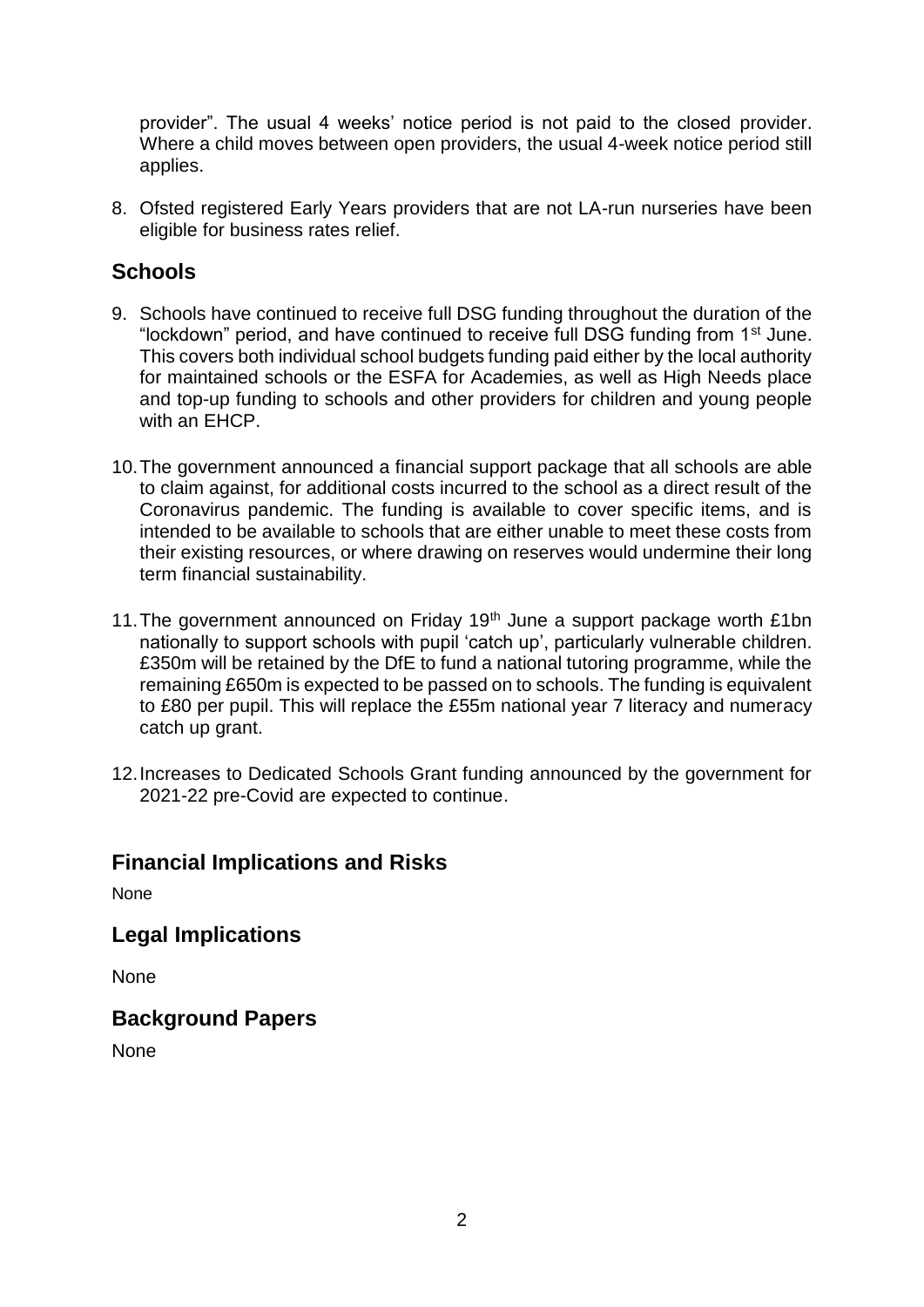provider". The usual 4 weeks' notice period is not paid to the closed provider. Where a child moves between open providers, the usual 4-week notice period still applies.

8. Ofsted registered Early Years providers that are not LA-run nurseries have been eligible for business rates relief.

## Schools

9. Schools have continued to receive full DSG funding throughout the duration of the "lockdown" period, and have continued to receive full DSG funding from 1st June. This covers both individual school budgets funding paid either by the local authority for maintained schools or the ESFA for Academies, as well as High Needs place and top-up funding to schools and other providers for children and young people with an EHCP.

10. The government announced a financial support package that all schools are able to claim against, for additional costs incurred to the school as a direct result of the Coronavirus pandemic. The funding is available to cover specific items, and is intended to be available to schools that are either unable to meet these costs from their existing resources, or where drawing on reserves would undermine their long term financial sustainability.

11. The government announced on Friday 19th June a support package worth £1bn nationally to support schools with pupil 'catch up', particularly vulnerable children. £350m will be retained by the DfE to fund a national tutoring programme, while the remaining £650m is expected to be passed on to schools. The funding is equivalent to £80 per pupil. This will replace the £55m national year 7 literacy and numeracy catch up grant.

12. Increases to Dedicated Schools Grant funding announced by the government for 2021-22 pre-Covid are expected to continue.

## Financial Implications and Risks

None

## Legal Implications

None

## Background Papers

None